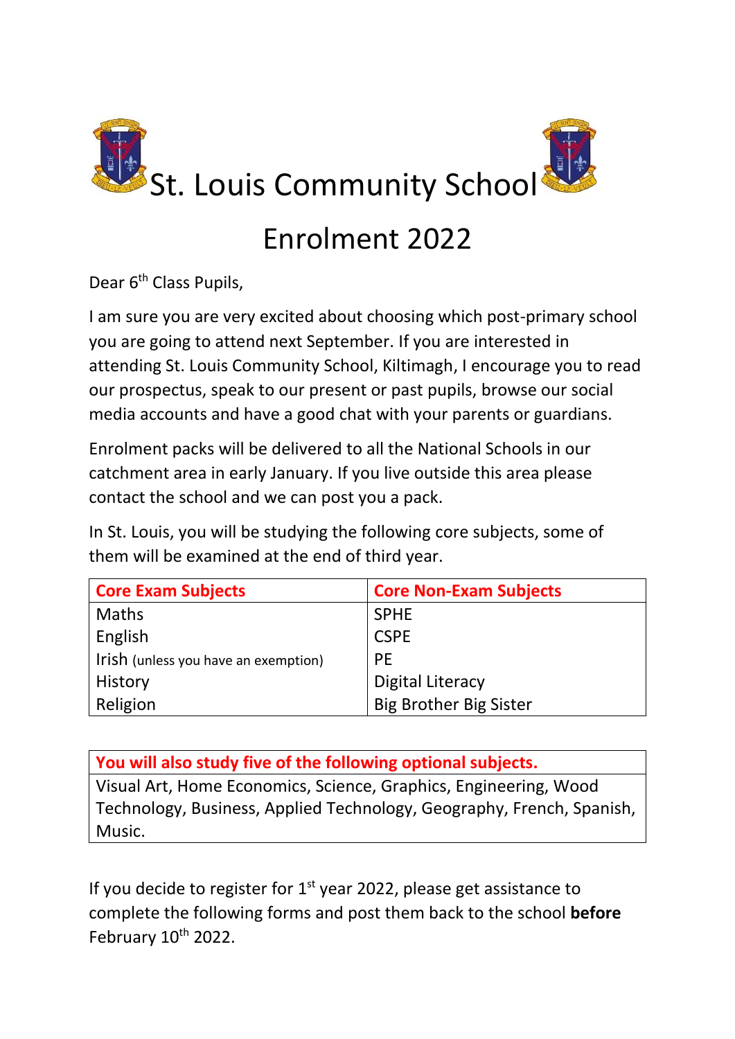# St. Louis Community School

## Enrolment 2022

Dear 6th Class Pupils,

I am sure you are very excited about choosing which post-primary school you are going to attend next September. If you are interested in attending St. Louis Community School, Kiltimagh, I encourage you to read our prospectus, speak to our present or past pupils, browse our social media accounts and have a good chat with your parents or guardians.

Enrolment packs will be delivered to all the National Schools in our catchment area in early January. If you live outside this area please contact the school and we can post you a pack.

In St. Louis, you will be studying the following core subjects, some of them will be examined at the end of third year.

| Core Exam Subjects | Core Non-Exam Subjects |
| --- | --- |
| Maths | SPHE |
| English | CSPE |
| Irish (unless you have an exemption) | PE |
| History | Digital Literacy |
| Religion | Big Brother Big Sister |

| You will also study five of the following optional subjects. |
| --- |
| Visual Art, Home Economics, Science, Graphics, Engineering, Wood Technology, Business, Applied Technology, Geography, French, Spanish, Music. |

If you decide to register for 1st year 2022, please get assistance to complete the following forms and post them back to the school **before** February 10th 2022.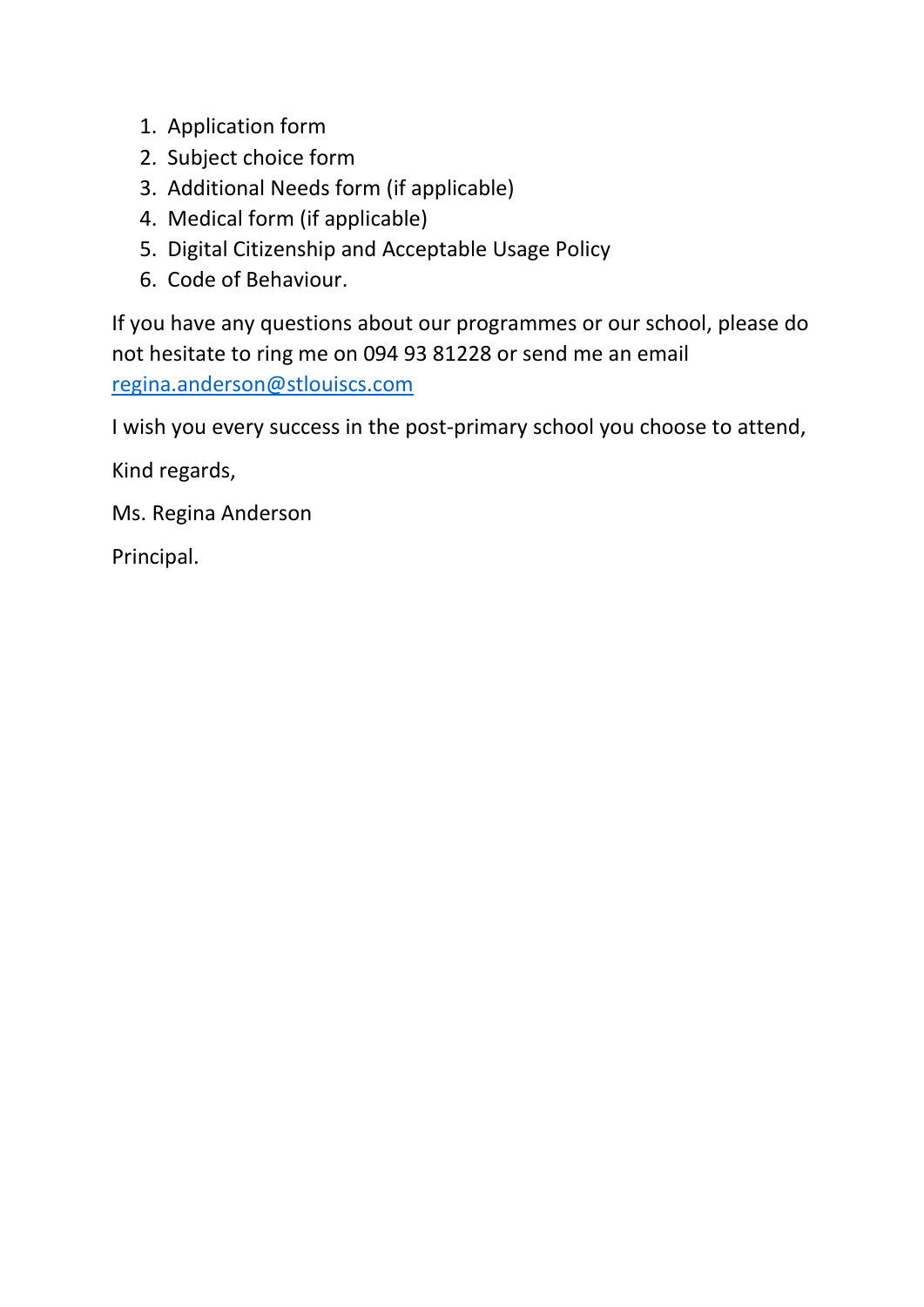1. Application form
2. Subject choice form
3. Additional Needs form (if applicable)
4. Medical form (if applicable)
5. Digital Citizenship and Acceptable Usage Policy
6. Code of Behaviour.

If you have any questions about our programmes or our school, please do not hesitate to ring me on 094 93 81228 or send me an email regina.anderson@stlouiscs.com

I wish you every success in the post-primary school you choose to attend,

Kind regards,

Ms. Regina Anderson

Principal.